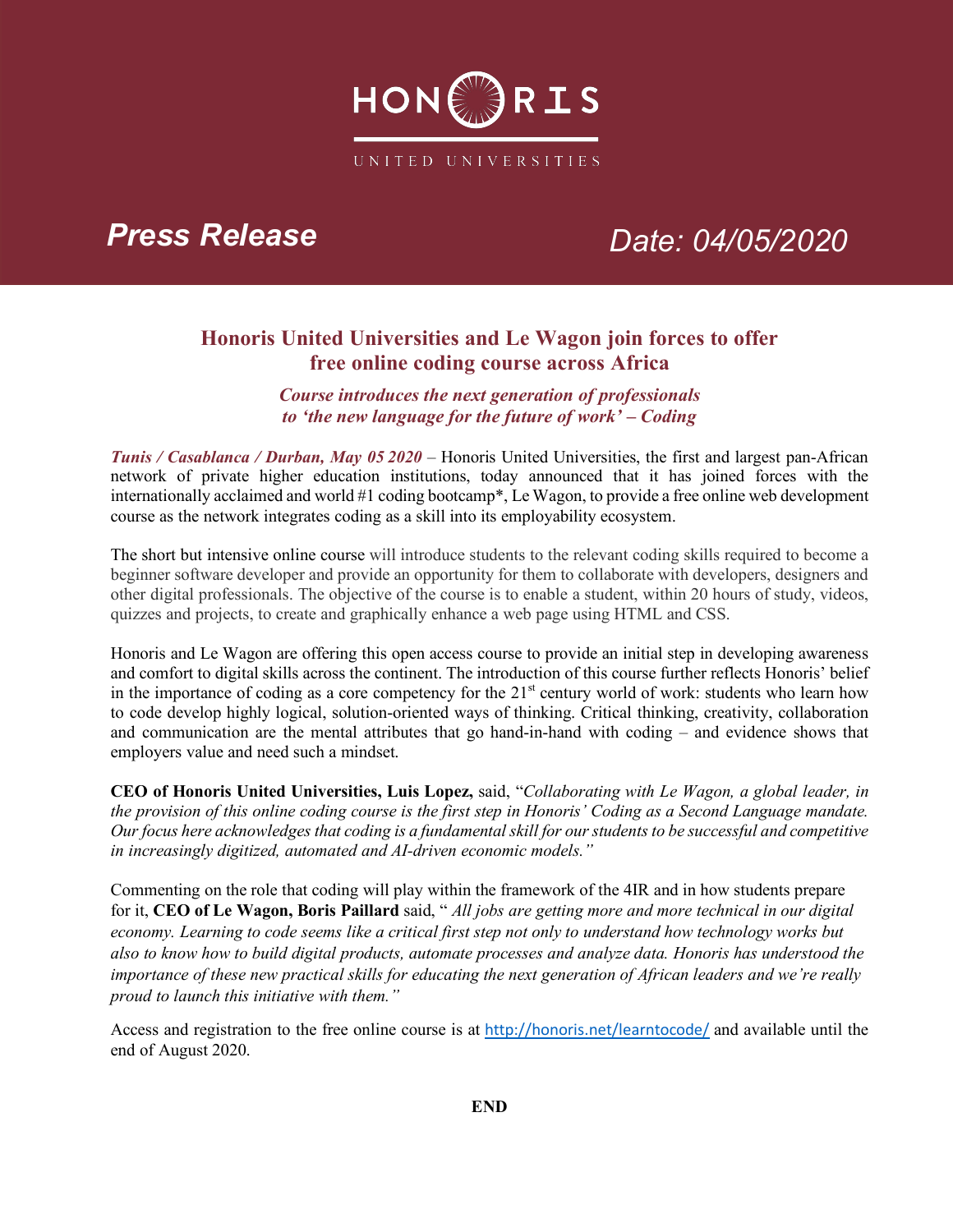# HONORIS

UNITED UNIVERSITIES

**Press Release** Date: 04/05/2020

## Honoris United Universities and Le Wagon join forces to offer free online coding course across Africa

***Course introduces the next generation of professionals to 'the new language for the future of work' – Coding***

***Tunis / Casablanca / Durban, May 05 2020*** – Honoris United Universities, the first and largest pan-African network of private higher education institutions, today announced that it has joined forces with the internationally acclaimed and world #1 coding bootcamp*, Le Wagon, to provide a free online web development course as the network integrates coding as a skill into its employability ecosystem.

The short but intensive online course will introduce students to the relevant coding skills required to become a beginner software developer and provide an opportunity for them to collaborate with developers, designers and other digital professionals. The objective of the course is to enable a student, within 20 hours of study, videos, quizzes and projects, to create and graphically enhance a web page using HTML and CSS.

Honoris and Le Wagon are offering this open access course to provide an initial step in developing awareness and comfort to digital skills across the continent. The introduction of this course further reflects Honoris' belief in the importance of coding as a core competency for the 21st century world of work: students who learn how to code develop highly logical, solution-oriented ways of thinking. Critical thinking, creativity, collaboration and communication are the mental attributes that go hand-in-hand with coding – and evidence shows that employers value and need such a mindset.

**CEO of Honoris United Universities, Luis Lopez,** said, "*Collaborating with Le Wagon, a global leader, in the provision of this online coding course is the first step in Honoris' Coding as a Second Language mandate. Our focus here acknowledges that coding is a fundamental skill for our students to be successful and competitive in increasingly digitized, automated and AI-driven economic models.*"

Commenting on the role that coding will play within the framework of the 4IR and in how students prepare for it, **CEO of Le Wagon, Boris Paillard** said, " *All jobs are getting more and more technical in our digital economy. Learning to code seems like a critical first step not only to understand how technology works but also to know how to build digital products, automate processes and analyze data. Honoris has understood the importance of these new practical skills for educating the next generation of African leaders and we're really proud to launch this initiative with them.*"

Access and registration to the free online course is at [http://honoris.net/learntocode/](http://honoris.net/learntocode/) and available until the end of August 2020.

**END**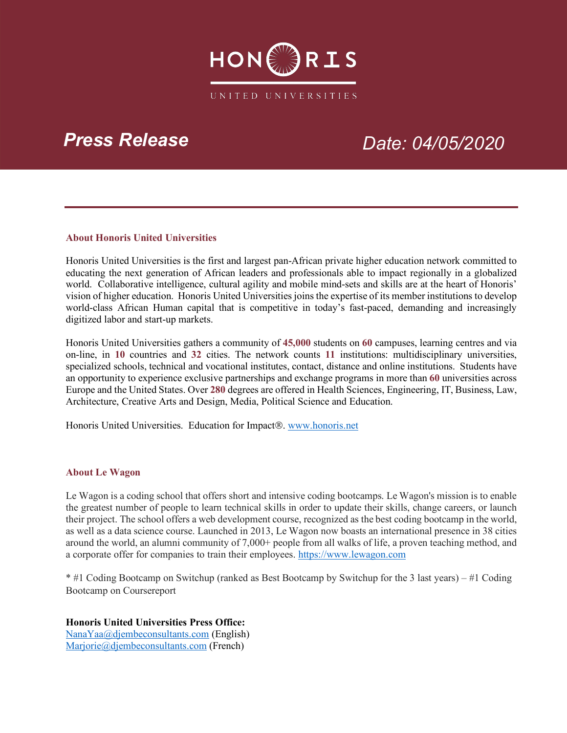HONORIS

UNITED UNIVERSITIES

***Press Release*** ***Date: 04/05/2020***

---

**About Honoris United Universities**

Honoris United Universities is the first and largest pan-African private higher education network committed to educating the next generation of African leaders and professionals able to impact regionally in a globalized world. Collaborative intelligence, cultural agility and mobile mind-sets and skills are at the heart of Honoris' vision of higher education. Honoris United Universities joins the expertise of its member institutions to develop world-class African Human capital that is competitive in today's fast-paced, demanding and increasingly digitized labor and start-up markets.

Honoris United Universities gathers a community of **45,000** students on **60** campuses, learning centres and via on-line, in **10** countries and **32** cities. The network counts **11** institutions: multidisciplinary universities, specialized schools, technical and vocational institutes, contact, distance and online institutions. Students have an opportunity to experience exclusive partnerships and exchange programs in more than **60** universities across Europe and the United States. Over **280** degrees are offered in Health Sciences, Engineering, IT, Business, Law, Architecture, Creative Arts and Design, Media, Political Science and Education.

Honoris United Universities. Education for Impact®. www.honoris.net

**About Le Wagon**

Le Wagon is a coding school that offers short and intensive coding bootcamps. Le Wagon's mission is to enable the greatest number of people to learn technical skills in order to update their skills, change careers, or launch their project. The school offers a web development course, recognized as the best coding bootcamp in the world, as well as a data science course. Launched in 2013, Le Wagon now boasts an international presence in 38 cities around the world, an alumni community of 7,000+ people from all walks of life, a proven teaching method, and a corporate offer for companies to train their employees. https://www.lewagon.com

* #1 Coding Bootcamp on Switchup (ranked as Best Bootcamp by Switchup for the 3 last years) – #1 Coding Bootcamp on Coursereport

**Honoris United Universities Press Office:**
NanaYaa@djembeconsultants.com (English)
Marjorie@djembeconsultants.com (French)